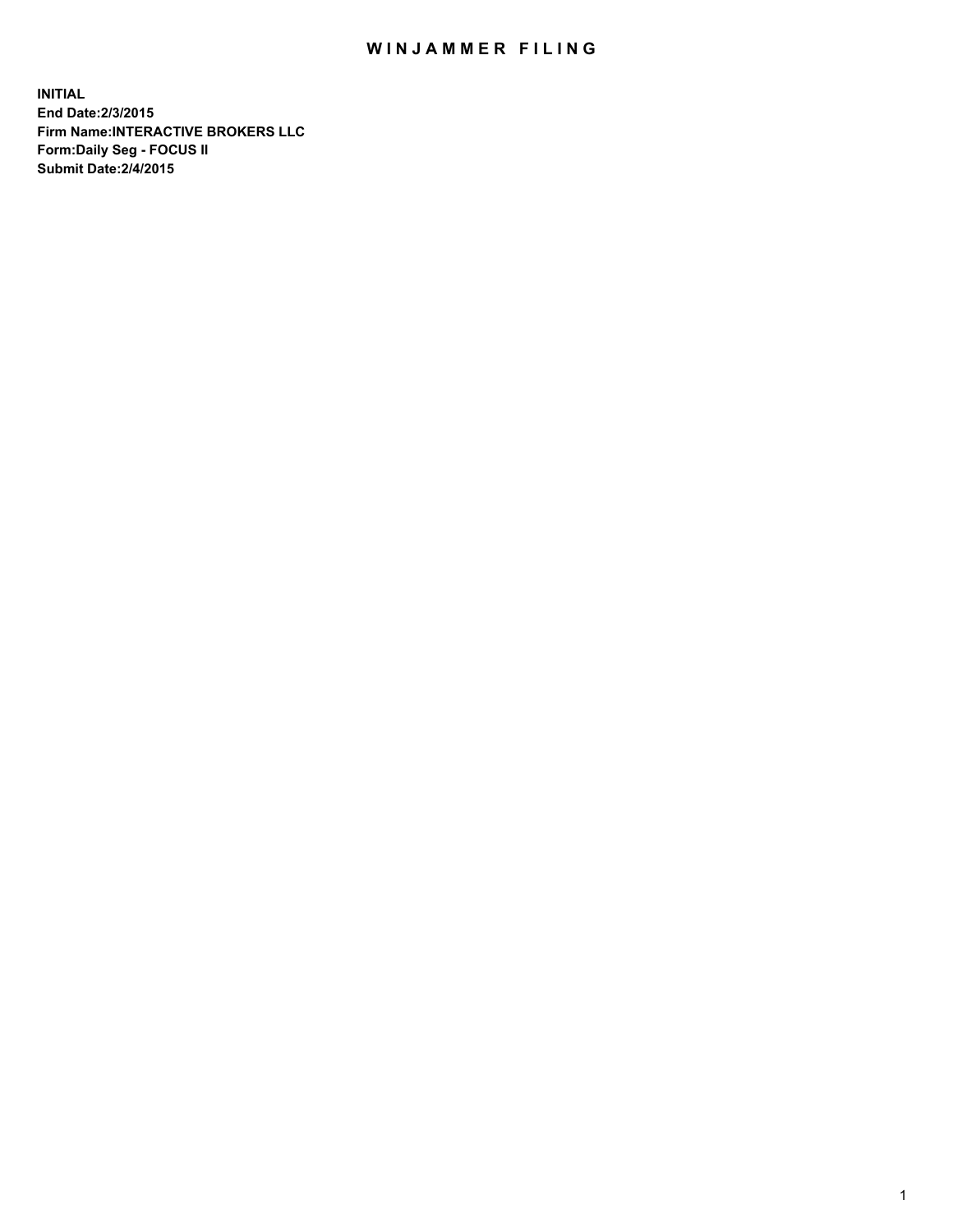# WINJAMMER FILING

**INITIAL**
**End Date:2/3/2015**
**Firm Name:INTERACTIVE BROKERS LLC**
**Form:Daily Seg - FOCUS II**
**Submit Date:2/4/2015**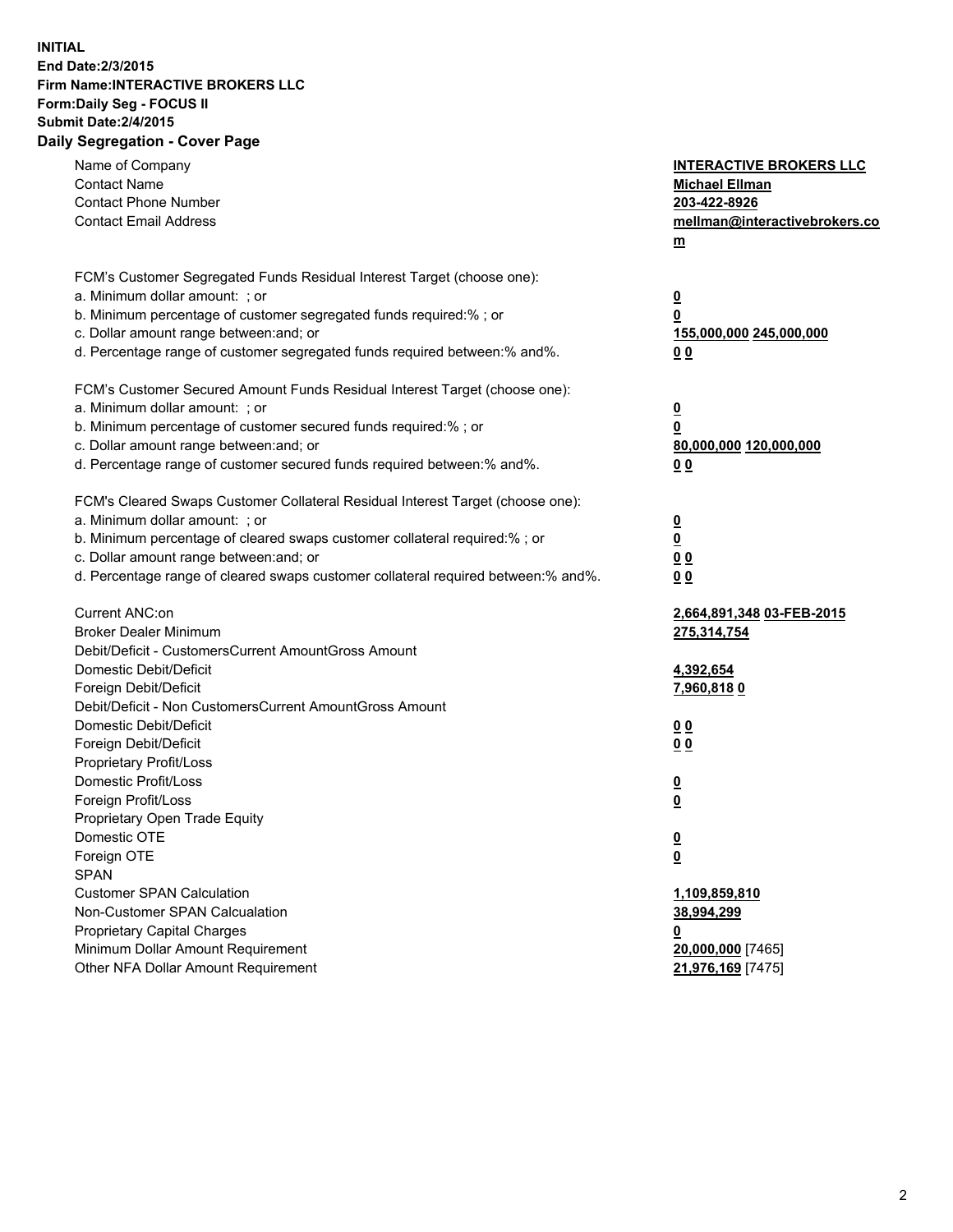**INITIAL**
**End Date:2/3/2015**
**Firm Name:INTERACTIVE BROKERS LLC**
**Form:Daily Seg - FOCUS II**
**Submit Date:2/4/2015**

## Daily Segregation - Cover Page

| | |
|---|---|
| Name of Company | **INTERACTIVE BROKERS LLC** |
| Contact Name | **Michael Ellman** |
| Contact Phone Number | **203-422-8926** |
| Contact Email Address | **mellman@interactivebrokers.com** |
| FCM's Customer Segregated Funds Residual Interest Target (choose one): | |
| a. Minimum dollar amount: ; or | **0** |
| b. Minimum percentage of customer segregated funds required:% ; or | **0** |
| c. Dollar amount range between:and; or | **155,000,000 245,000,000** |
| d. Percentage range of customer segregated funds required between:% and%. | **0 0** |
| FCM's Customer Secured Amount Funds Residual Interest Target (choose one): | |
| a. Minimum dollar amount: ; or | **0** |
| b. Minimum percentage of customer secured funds required:% ; or | **0** |
| c. Dollar amount range between:and; or | **80,000,000 120,000,000** |
| d. Percentage range of customer secured funds required between:% and%. | **0 0** |
| FCM's Cleared Swaps Customer Collateral Residual Interest Target (choose one): | |
| a. Minimum dollar amount: ; or | **0** |
| b. Minimum percentage of cleared swaps customer collateral required:% ; or | **0** |
| c. Dollar amount range between:and; or | **0 0** |
| d. Percentage range of cleared swaps customer collateral required between:% and%. | **0 0** |
| Current ANC:on | **2,664,891,348 03-FEB-2015** |
| Broker Dealer Minimum | **275,314,754** |
| Debit/Deficit - CustomersCurrent AmountGross Amount | |
| Domestic Debit/Deficit | **4,392,654** |
| Foreign Debit/Deficit | **7,960,818 0** |
| Debit/Deficit - Non CustomersCurrent AmountGross Amount | |
| Domestic Debit/Deficit | **0 0** |
| Foreign Debit/Deficit | **0 0** |
| Proprietary Profit/Loss | |
| Domestic Profit/Loss | **0** |
| Foreign Profit/Loss | **0** |
| Proprietary Open Trade Equity | |
| Domestic OTE | **0** |
| Foreign OTE | **0** |
| SPAN | |
| Customer SPAN Calculation | **1,109,859,810** |
| Non-Customer SPAN Calcualation | **38,994,299** |
| Proprietary Capital Charges | **0** |
| Minimum Dollar Amount Requirement | **20,000,000** [7465] |
| Other NFA Dollar Amount Requirement | **21,976,169** [7475] |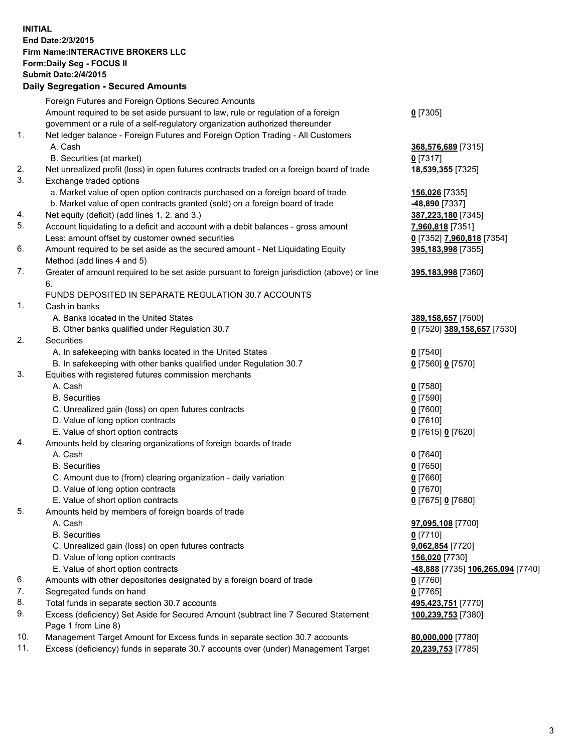**INITIAL**
**End Date:2/3/2015**
**Firm Name:INTERACTIVE BROKERS LLC**
**Form:Daily Seg - FOCUS II**
**Submit Date:2/4/2015**

**Daily Segregation - Secured Amounts**

| | | |
|---|---|---|
| | Foreign Futures and Foreign Options Secured Amounts | |
| | Amount required to be set aside pursuant to law, rule or regulation of a foreign government or a rule of a self-regulatory organization authorized thereunder | 0 [7305] |
| 1. | Net ledger balance - Foreign Futures and Foreign Option Trading - All Customers | |
| | A. Cash | 368,576,689 [7315] |
| | B. Securities (at market) | 0 [7317] |
| 2. | Net unrealized profit (loss) in open futures contracts traded on a foreign board of trade | 18,539,355 [7325] |
| 3. | Exchange traded options | |
| | a. Market value of open option contracts purchased on a foreign board of trade | 156,026 [7335] |
| | b. Market value of open contracts granted (sold) on a foreign board of trade | -48,890 [7337] |
| 4. | Net equity (deficit) (add lines 1. 2. and 3.) | 387,223,180 [7345] |
| 5. | Account liquidating to a deficit and account with a debit balances - gross amount | 7,960,818 [7351] |
| | Less: amount offset by customer owned securities | 0 [7352] 7,960,818 [7354] |
| 6. | Amount required to be set aside as the secured amount - Net Liquidating Equity Method (add lines 4 and 5) | 395,183,998 [7355] |
| 7. | Greater of amount required to be set aside pursuant to foreign jurisdiction (above) or line 6. | 395,183,998 [7360] |
| | FUNDS DEPOSITED IN SEPARATE REGULATION 30.7 ACCOUNTS | |
| 1. | Cash in banks | |
| | A. Banks located in the United States | 389,158,657 [7500] |
| | B. Other banks qualified under Regulation 30.7 | 0 [7520] 389,158,657 [7530] |
| 2. | Securities | |
| | A. In safekeeping with banks located in the United States | 0 [7540] |
| | B. In safekeeping with other banks qualified under Regulation 30.7 | 0 [7560] 0 [7570] |
| 3. | Equities with registered futures commission merchants | |
| | A. Cash | 0 [7580] |
| | B. Securities | 0 [7590] |
| | C. Unrealized gain (loss) on open futures contracts | 0 [7600] |
| | D. Value of long option contracts | 0 [7610] |
| | E. Value of short option contracts | 0 [7615] 0 [7620] |
| 4. | Amounts held by clearing organizations of foreign boards of trade | |
| | A. Cash | 0 [7640] |
| | B. Securities | 0 [7650] |
| | C. Amount due to (from) clearing organization - daily variation | 0 [7660] |
| | D. Value of long option contracts | 0 [7670] |
| | E. Value of short option contracts | 0 [7675] 0 [7680] |
| 5. | Amounts held by members of foreign boards of trade | |
| | A. Cash | 97,095,108 [7700] |
| | B. Securities | 0 [7710] |
| | C. Unrealized gain (loss) on open futures contracts | 9,062,854 [7720] |
| | D. Value of long option contracts | 156,020 [7730] |
| | E. Value of short option contracts | -48,888 [7735] 106,265,094 [7740] |
| 6. | Amounts with other depositories designated by a foreign board of trade | 0 [7760] |
| 7. | Segregated funds on hand | 0 [7765] |
| 8. | Total funds in separate section 30.7 accounts | 495,423,751 [7770] |
| 9. | Excess (deficiency) Set Aside for Secured Amount (subtract line 7 Secured Statement Page 1 from Line 8) | 100,239,753 [7380] |
| 10. | Management Target Amount for Excess funds in separate section 30.7 accounts | 80,000,000 [7780] |
| 11. | Excess (deficiency) funds in separate 30.7 accounts over (under) Management Target | 20,239,753 [7785] |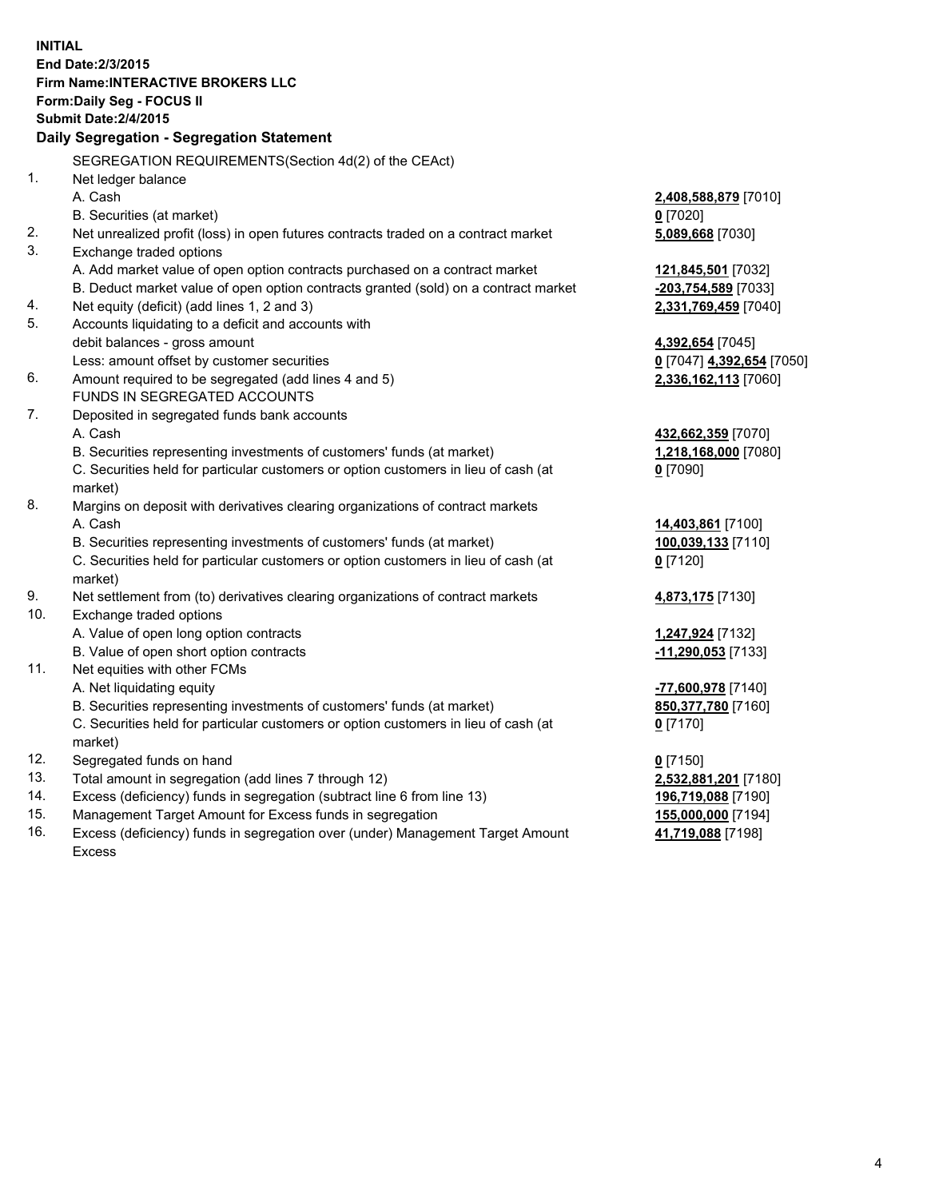**INITIAL**
**End Date:2/3/2015**
**Firm Name:INTERACTIVE BROKERS LLC**
**Form:Daily Seg - FOCUS II**
**Submit Date:2/4/2015**

**Daily Segregation - Segregation Statement**

SEGREGATION REQUIREMENTS(Section 4d(2) of the CEAct)

| | | |
|---|---|---|
| 1. | Net ledger balance | |
| | A. Cash | **2,408,588,879** [7010] |
| | B. Securities (at market) | **0** [7020] |
| 2. | Net unrealized profit (loss) in open futures contracts traded on a contract market | **5,089,668** [7030] |
| 3. | Exchange traded options | |
| | A. Add market value of open option contracts purchased on a contract market | **121,845,501** [7032] |
| | B. Deduct market value of open option contracts granted (sold) on a contract market | **-203,754,589** [7033] |
| 4. | Net equity (deficit) (add lines 1, 2 and 3) | **2,331,769,459** [7040] |
| 5. | Accounts liquidating to a deficit and accounts with debit balances - gross amount | **4,392,654** [7045] |
| | Less: amount offset by customer securities | **0** [7047] **4,392,654** [7050] |
| 6. | Amount required to be segregated (add lines 4 and 5) | **2,336,162,113** [7060] |
| | FUNDS IN SEGREGATED ACCOUNTS | |
| 7. | Deposited in segregated funds bank accounts | |
| | A. Cash | **432,662,359** [7070] |
| | B. Securities representing investments of customers' funds (at market) | **1,218,168,000** [7080] |
| | C. Securities held for particular customers or option customers in lieu of cash (at market) | **0** [7090] |
| 8. | Margins on deposit with derivatives clearing organizations of contract markets | |
| | A. Cash | **14,403,861** [7100] |
| | B. Securities representing investments of customers' funds (at market) | **100,039,133** [7110] |
| | C. Securities held for particular customers or option customers in lieu of cash (at market) | **0** [7120] |
| 9. | Net settlement from (to) derivatives clearing organizations of contract markets | **4,873,175** [7130] |
| 10. | Exchange traded options | |
| | A. Value of open long option contracts | **1,247,924** [7132] |
| | B. Value of open short option contracts | **-11,290,053** [7133] |
| 11. | Net equities with other FCMs | |
| | A. Net liquidating equity | **-77,600,978** [7140] |
| | B. Securities representing investments of customers' funds (at market) | **850,377,780** [7160] |
| | C. Securities held for particular customers or option customers in lieu of cash (at market) | **0** [7170] |
| 12. | Segregated funds on hand | **0** [7150] |
| 13. | Total amount in segregation (add lines 7 through 12) | **2,532,881,201** [7180] |
| 14. | Excess (deficiency) funds in segregation (subtract line 6 from line 13) | **196,719,088** [7190] |
| 15. | Management Target Amount for Excess funds in segregation | **155,000,000** [7194] |
| 16. | Excess (deficiency) funds in segregation over (under) Management Target Amount Excess | **41,719,088** [7198] |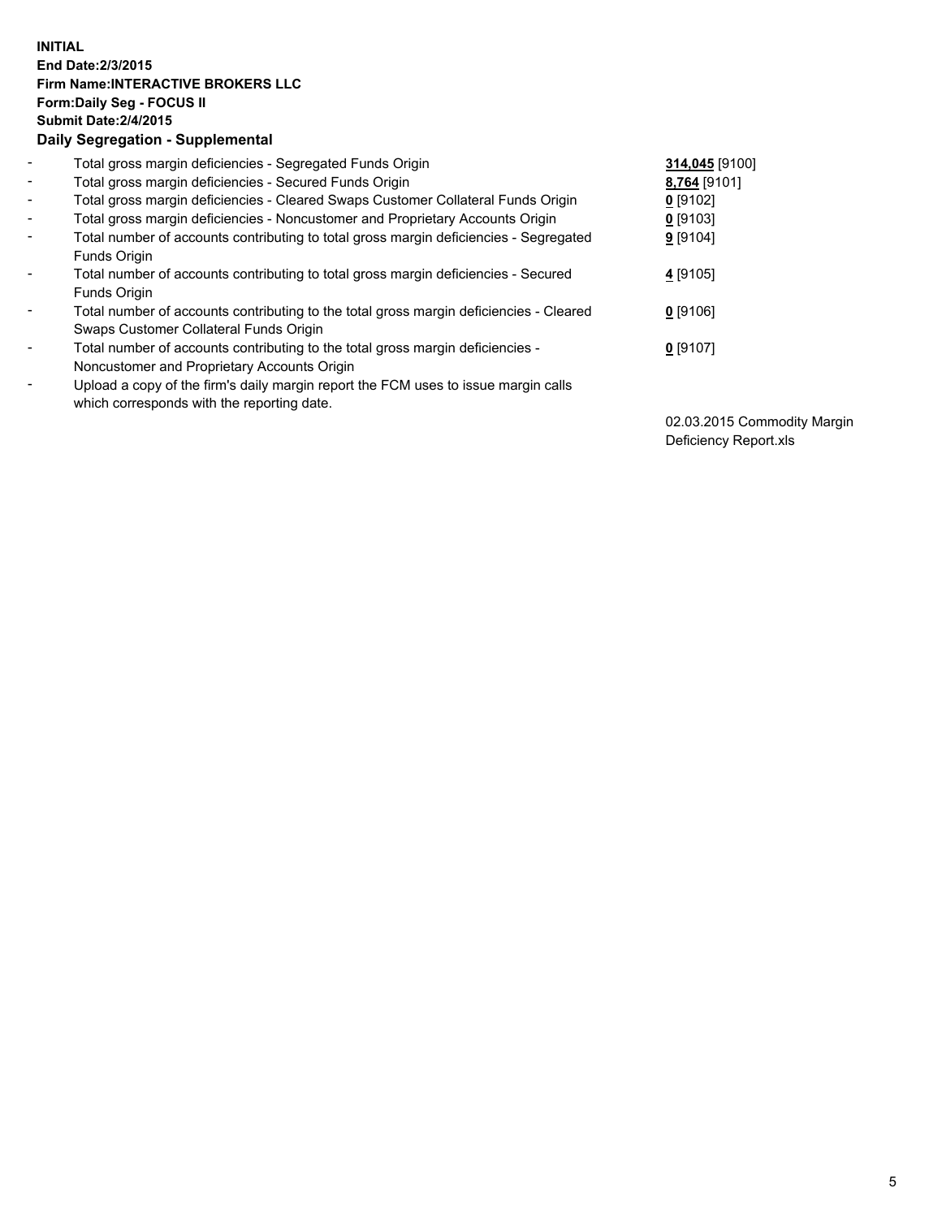**INITIAL**
**End Date:2/3/2015**
**Firm Name:INTERACTIVE BROKERS LLC**
**Form:Daily Seg - FOCUS II**
**Submit Date:2/4/2015**
**Daily Segregation - Supplemental**

| | | |
|---|---|---|
| - | Total gross margin deficiencies - Segregated Funds Origin | **314,045** [9100] |
| - | Total gross margin deficiencies - Secured Funds Origin | **8,764** [9101] |
| - | Total gross margin deficiencies - Cleared Swaps Customer Collateral Funds Origin | **0** [9102] |
| - | Total gross margin deficiencies - Noncustomer and Proprietary Accounts Origin | **0** [9103] |
| - | Total number of accounts contributing to total gross margin deficiencies - Segregated Funds Origin | **9** [9104] |
| - | Total number of accounts contributing to total gross margin deficiencies - Secured Funds Origin | **4** [9105] |
| - | Total number of accounts contributing to the total gross margin deficiencies - Cleared Swaps Customer Collateral Funds Origin | **0** [9106] |
| - | Total number of accounts contributing to the total gross margin deficiencies - Noncustomer and Proprietary Accounts Origin | **0** [9107] |
| - | Upload a copy of the firm's daily margin report the FCM uses to issue margin calls which corresponds with the reporting date. | 02.03.2015 Commodity Margin Deficiency Report.xls |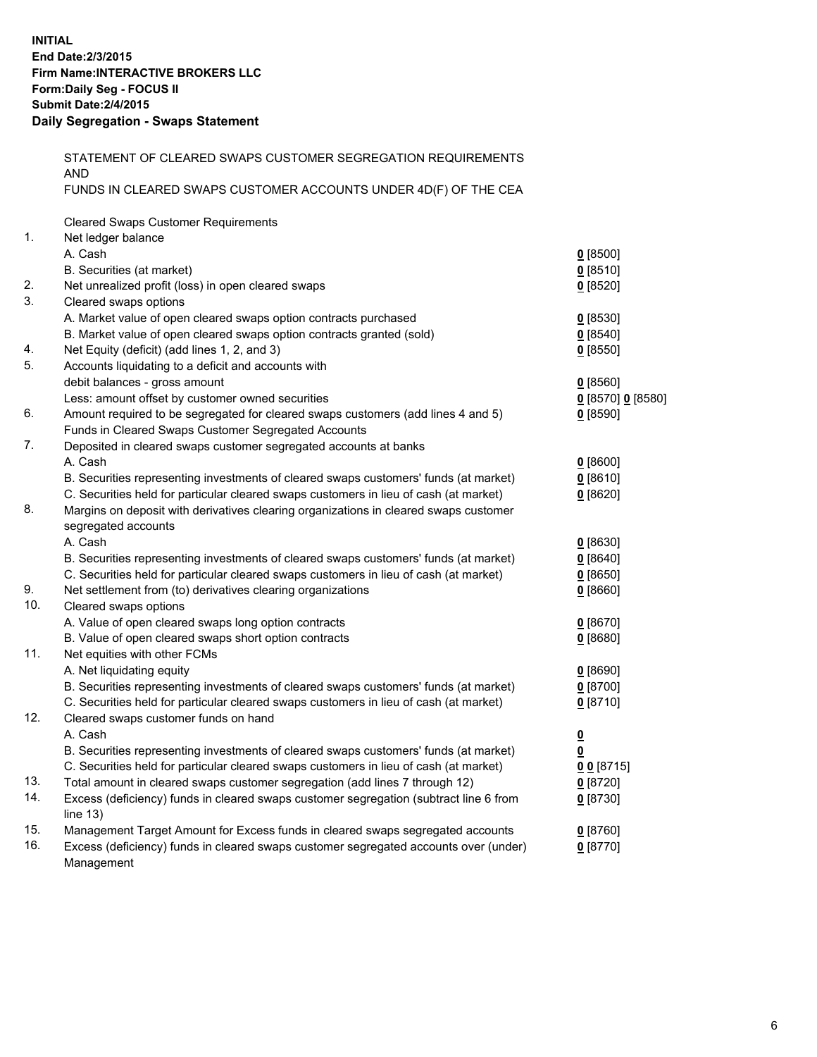**INITIAL**
**End Date:2/3/2015**
**Firm Name:INTERACTIVE BROKERS LLC**
**Form:Daily Seg - FOCUS II**
**Submit Date:2/4/2015**
**Daily Segregation - Swaps Statement**

STATEMENT OF CLEARED SWAPS CUSTOMER SEGREGATION REQUIREMENTS AND FUNDS IN CLEARED SWAPS CUSTOMER ACCOUNTS UNDER 4D(F) OF THE CEA

| | | |
|---|---|---|
| | Cleared Swaps Customer Requirements | |
| 1. | Net ledger balance | |
| | A. Cash | 0 [8500] |
| | B. Securities (at market) | 0 [8510] |
| 2. | Net unrealized profit (loss) in open cleared swaps | 0 [8520] |
| 3. | Cleared swaps options | |
| | A. Market value of open cleared swaps option contracts purchased | 0 [8530] |
| | B. Market value of open cleared swaps option contracts granted (sold) | 0 [8540] |
| 4. | Net Equity (deficit) (add lines 1, 2, and 3) | 0 [8550] |
| 5. | Accounts liquidating to a deficit and accounts with debit balances - gross amount | 0 [8560] |
| | Less: amount offset by customer owned securities | 0 [8570] 0 [8580] |
| 6. | Amount required to be segregated for cleared swaps customers (add lines 4 and 5) | 0 [8590] |
| | Funds in Cleared Swaps Customer Segregated Accounts | |
| 7. | Deposited in cleared swaps customer segregated accounts at banks | |
| | A. Cash | 0 [8600] |
| | B. Securities representing investments of cleared swaps customers' funds (at market) | 0 [8610] |
| | C. Securities held for particular cleared swaps customers in lieu of cash (at market) | 0 [8620] |
| 8. | Margins on deposit with derivatives clearing organizations in cleared swaps customer segregated accounts | |
| | A. Cash | 0 [8630] |
| | B. Securities representing investments of cleared swaps customers' funds (at market) | 0 [8640] |
| | C. Securities held for particular cleared swaps customers in lieu of cash (at market) | 0 [8650] |
| 9. | Net settlement from (to) derivatives clearing organizations | 0 [8660] |
| 10. | Cleared swaps options | |
| | A. Value of open cleared swaps long option contracts | 0 [8670] |
| | B. Value of open cleared swaps short option contracts | 0 [8680] |
| 11. | Net equities with other FCMs | |
| | A. Net liquidating equity | 0 [8690] |
| | B. Securities representing investments of cleared swaps customers' funds (at market) | 0 [8700] |
| | C. Securities held for particular cleared swaps customers in lieu of cash (at market) | 0 [8710] |
| 12. | Cleared swaps customer funds on hand | |
| | A. Cash | 0 |
| | B. Securities representing investments of cleared swaps customers' funds (at market) | 0 |
| | C. Securities held for particular cleared swaps customers in lieu of cash (at market) | 0 0 [8715] |
| 13. | Total amount in cleared swaps customer segregation (add lines 7 through 12) | 0 [8720] |
| 14. | Excess (deficiency) funds in cleared swaps customer segregation (subtract line 6 from line 13) | 0 [8730] |
| 15. | Management Target Amount for Excess funds in cleared swaps segregated accounts | 0 [8760] |
| 16. | Excess (deficiency) funds in cleared swaps customer segregated accounts over (under) Management | 0 [8770] |